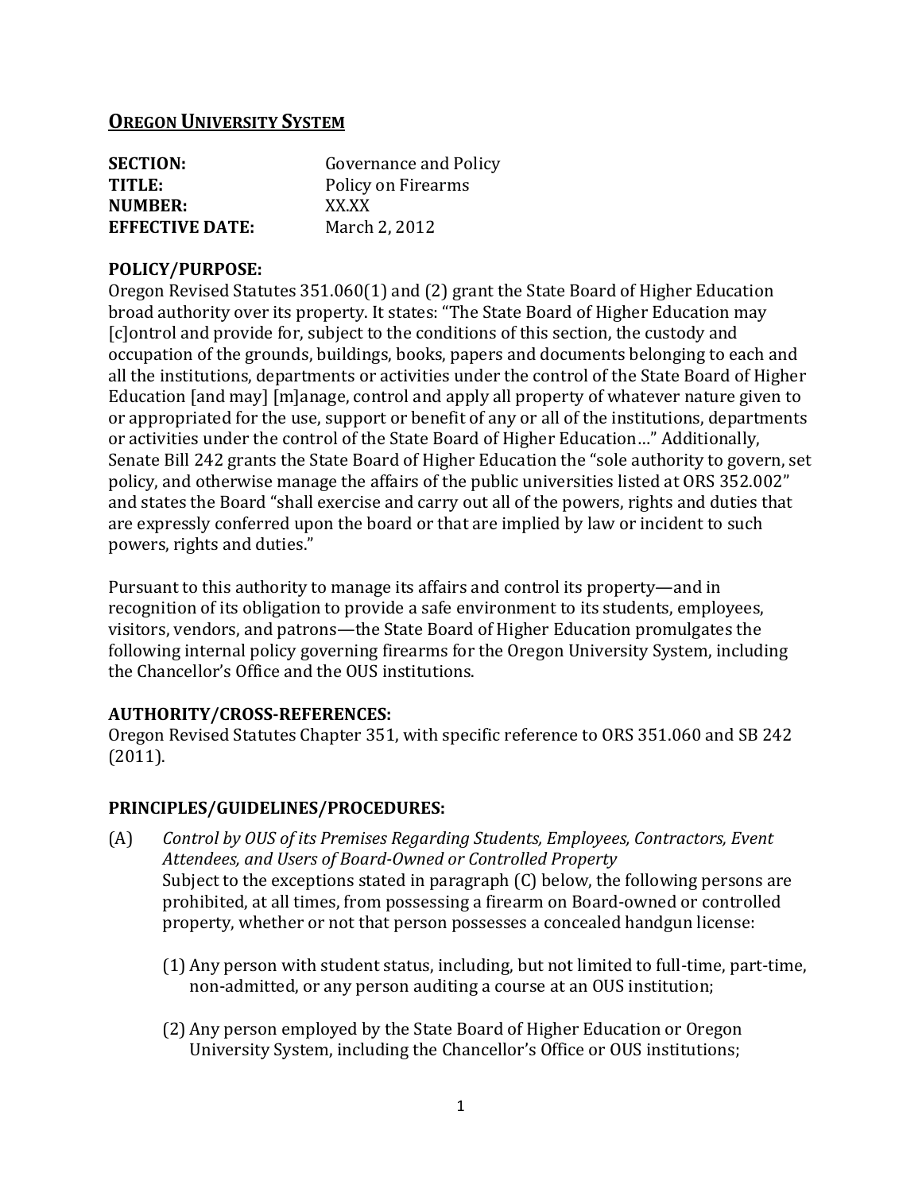**<u>OREGON UNIVERSITY SYSTEM</u>**

| | |
|---|---|
| **SECTION:** | Governance and Policy |
| **TITLE:** | Policy on Firearms |
| **NUMBER:** | XX.XX |
| **EFFECTIVE DATE:** | March 2, 2012 |

**POLICY/PURPOSE:**

Oregon Revised Statutes 351.060(1) and (2) grant the State Board of Higher Education broad authority over its property. It states: "The State Board of Higher Education may [c]ontrol and provide for, subject to the conditions of this section, the custody and occupation of the grounds, buildings, books, papers and documents belonging to each and all the institutions, departments or activities under the control of the State Board of Higher Education [and may] [m]anage, control and apply all property of whatever nature given to or appropriated for the use, support or benefit of any or all of the institutions, departments or activities under the control of the State Board of Higher Education…" Additionally, Senate Bill 242 grants the State Board of Higher Education the "sole authority to govern, set policy, and otherwise manage the affairs of the public universities listed at ORS 352.002" and states the Board "shall exercise and carry out all of the powers, rights and duties that are expressly conferred upon the board or that are implied by law or incident to such powers, rights and duties."

Pursuant to this authority to manage its affairs and control its property—and in recognition of its obligation to provide a safe environment to its students, employees, visitors, vendors, and patrons—the State Board of Higher Education promulgates the following internal policy governing firearms for the Oregon University System, including the Chancellor's Office and the OUS institutions.

**AUTHORITY/CROSS-REFERENCES:**

Oregon Revised Statutes Chapter 351, with specific reference to ORS 351.060 and SB 242 (2011).

**PRINCIPLES/GUIDELINES/PROCEDURES:**

(A) *Control by OUS of its Premises Regarding Students, Employees, Contractors, Event Attendees, and Users of Board-Owned or Controlled Property*

Subject to the exceptions stated in paragraph (C) below, the following persons are prohibited, at all times, from possessing a firearm on Board-owned or controlled property, whether or not that person possesses a concealed handgun license:

(1) Any person with student status, including, but not limited to full-time, part-time, non-admitted, or any person auditing a course at an OUS institution;

(2) Any person employed by the State Board of Higher Education or Oregon University System, including the Chancellor's Office or OUS institutions;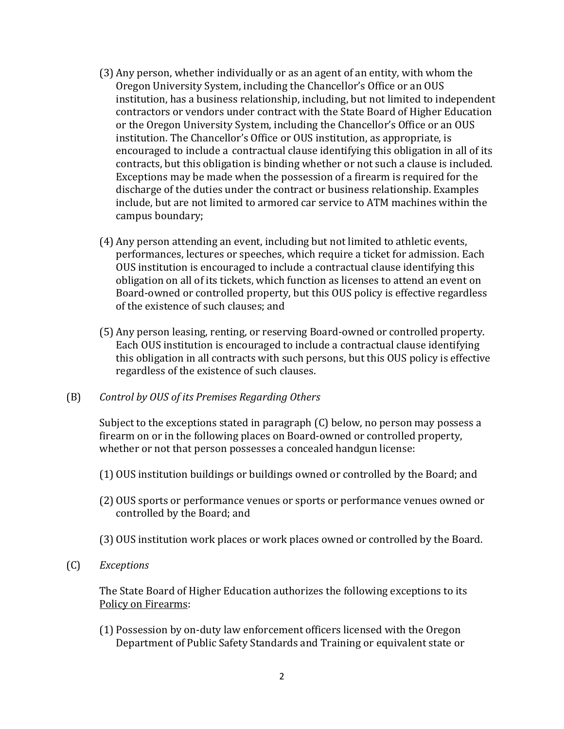(3) Any person, whether individually or as an agent of an entity, with whom the Oregon University System, including the Chancellor's Office or an OUS institution, has a business relationship, including, but not limited to independent contractors or vendors under contract with the State Board of Higher Education or the Oregon University System, including the Chancellor's Office or an OUS institution. The Chancellor's Office or OUS institution, as appropriate, is encouraged to include a contractual clause identifying this obligation in all of its contracts, but this obligation is binding whether or not such a clause is included. Exceptions may be made when the possession of a firearm is required for the discharge of the duties under the contract or business relationship. Examples include, but are not limited to armored car service to ATM machines within the campus boundary;

(4) Any person attending an event, including but not limited to athletic events, performances, lectures or speeches, which require a ticket for admission. Each OUS institution is encouraged to include a contractual clause identifying this obligation on all of its tickets, which function as licenses to attend an event on Board-owned or controlled property, but this OUS policy is effective regardless of the existence of such clauses; and

(5) Any person leasing, renting, or reserving Board-owned or controlled property. Each OUS institution is encouraged to include a contractual clause identifying this obligation in all contracts with such persons, but this OUS policy is effective regardless of the existence of such clauses.

(B) *Control by OUS of its Premises Regarding Others*

Subject to the exceptions stated in paragraph (C) below, no person may possess a firearm on or in the following places on Board-owned or controlled property, whether or not that person possesses a concealed handgun license:

(1) OUS institution buildings or buildings owned or controlled by the Board; and

(2) OUS sports or performance venues or sports or performance venues owned or controlled by the Board; and

(3) OUS institution work places or work places owned or controlled by the Board.

(C) *Exceptions*

The State Board of Higher Education authorizes the following exceptions to its Policy on Firearms:

(1) Possession by on-duty law enforcement officers licensed with the Oregon Department of Public Safety Standards and Training or equivalent state or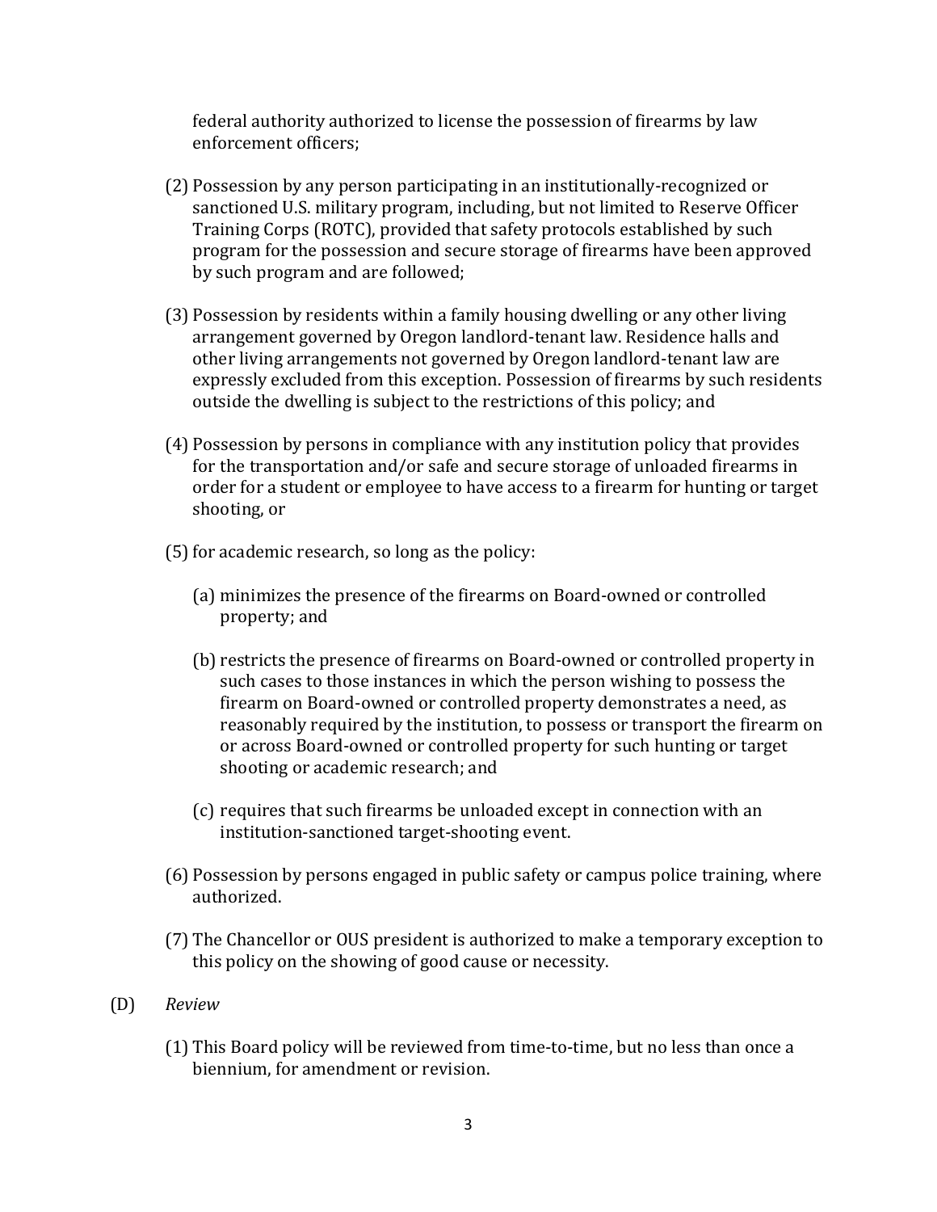federal authority authorized to license the possession of firearms by law enforcement officers;

(2) Possession by any person participating in an institutionally-recognized or sanctioned U.S. military program, including, but not limited to Reserve Officer Training Corps (ROTC), provided that safety protocols established by such program for the possession and secure storage of firearms have been approved by such program and are followed;

(3) Possession by residents within a family housing dwelling or any other living arrangement governed by Oregon landlord-tenant law. Residence halls and other living arrangements not governed by Oregon landlord-tenant law are expressly excluded from this exception. Possession of firearms by such residents outside the dwelling is subject to the restrictions of this policy; and

(4) Possession by persons in compliance with any institution policy that provides for the transportation and/or safe and secure storage of unloaded firearms in order for a student or employee to have access to a firearm for hunting or target shooting, or

(5) for academic research, so long as the policy:

   (a) minimizes the presence of the firearms on Board-owned or controlled property; and

   (b) restricts the presence of firearms on Board-owned or controlled property in such cases to those instances in which the person wishing to possess the firearm on Board-owned or controlled property demonstrates a need, as reasonably required by the institution, to possess or transport the firearm on or across Board-owned or controlled property for such hunting or target shooting or academic research; and

   (c) requires that such firearms be unloaded except in connection with an institution-sanctioned target-shooting event.

(6) Possession by persons engaged in public safety or campus police training, where authorized.

(7) The Chancellor or OUS president is authorized to make a temporary exception to this policy on the showing of good cause or necessity.

(D) *Review*

(1) This Board policy will be reviewed from time-to-time, but no less than once a biennium, for amendment or revision.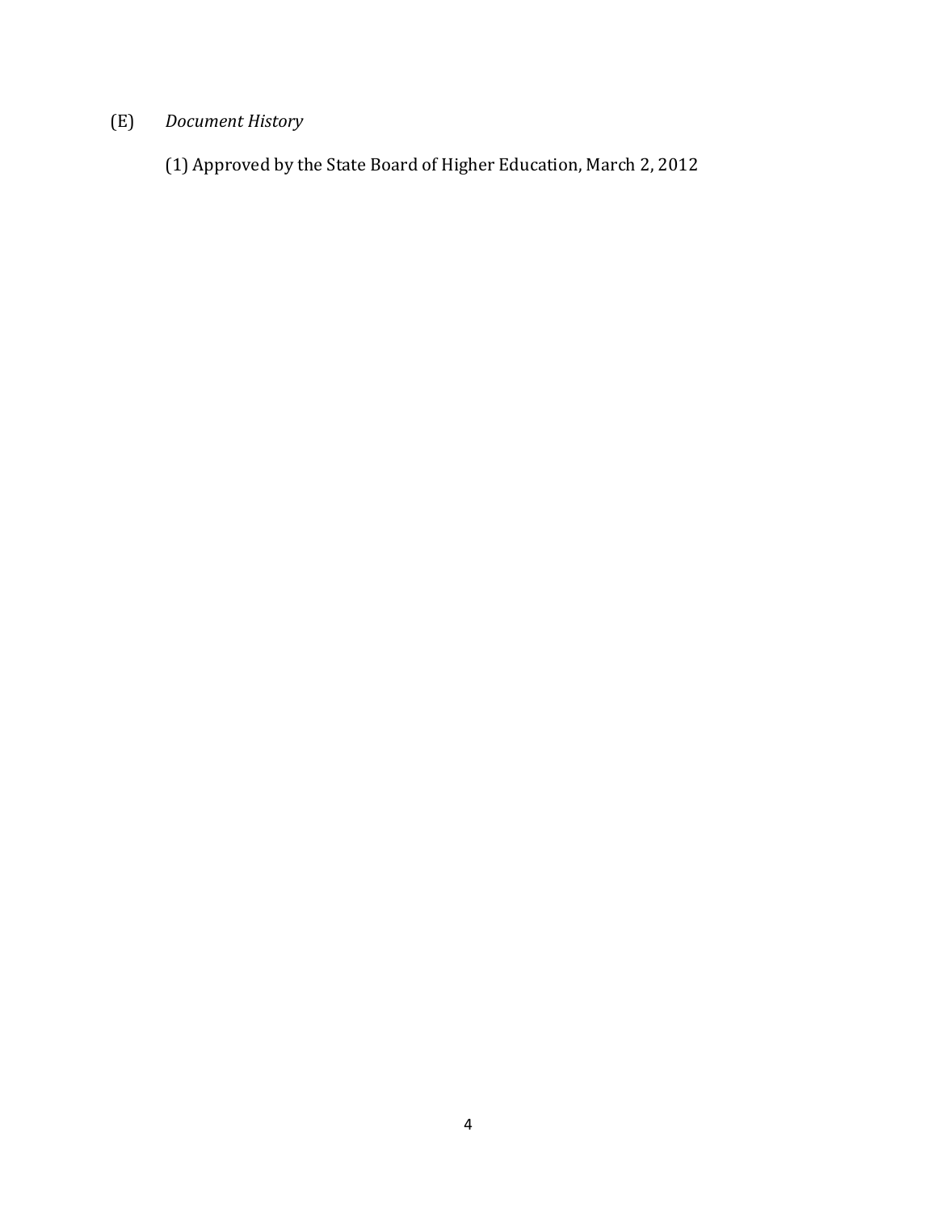(E) *Document History*

(1) Approved by the State Board of Higher Education, March 2, 2012